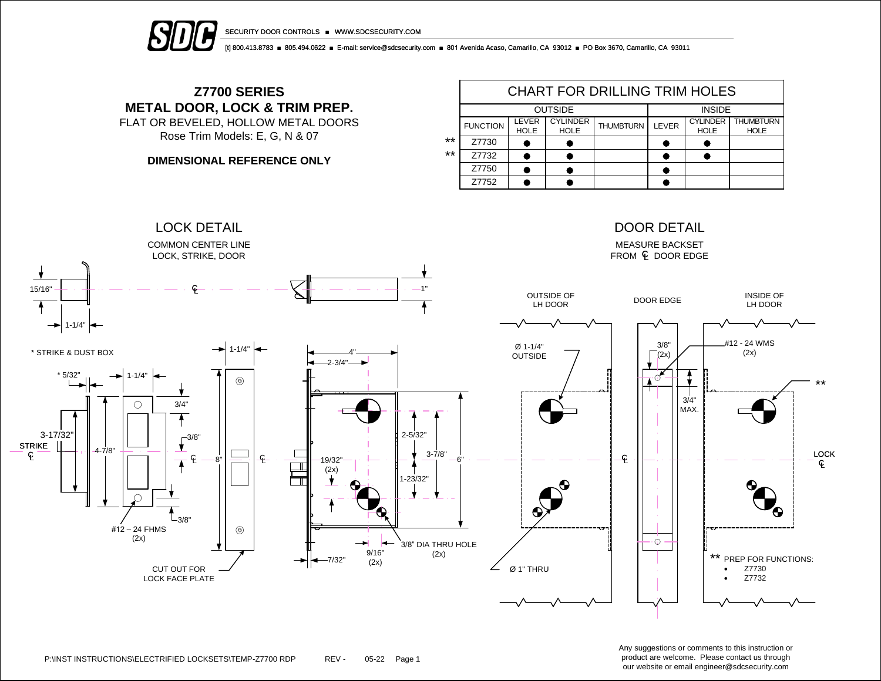SECURITY DOOR CONTROLS ■ WWW.SDCSECURITY.COM

[t] 800.413.8783 ■ 805.494.0622 ■ E-mail: service@sdcsecurity.com ■ 801 Avenida Acaso, Camarillo, CA 93012 ■ PO Box 3670, Camarillo, CA 93011

# Z7700 SERIES
## METAL DOOR, LOCK & TRIM PREP.

FLAT OR BEVELED, HOLLOW METAL DOORS

Rose Trim Models: E, G, N & 07

**DIMENSIONAL REFERENCE ONLY**

### CHART FOR DRILLING TRIM HOLES

| | OUTSIDE | | | | INSIDE | | |
|---|---|---|---|---|---|---|---|
| FUNCTION | LEVER HOLE | CYLINDER HOLE | THUMBTURN | LEVER | CYLINDER HOLE | THUMBTURN HOLE |
| ** Z7730 | ● | ● | | ● | ● | |
| ** Z7732 | ● | ● | | ● | ● | |
| Z7750 | ● | ● | | ● | | |
| Z7752 | ● | ● | | ● | | |

### LOCK DETAIL

COMMON CENTER LINE
LOCK, STRIKE, DOOR

15/16" 1-1/4" ℄ 1"

* STRIKE & DUST BOX

* 5/32" 1-1/4" 3/4" 3/8" 3-17/32" STRIKE ℄ 4-7/8" ℄ 3/8" #12 – 24 FHMS (2x)

1-1/4" 8" ℄ CUT OUT FOR LOCK FACE PLATE

4" 2-3/4" 2-5/32" 3-7/8" 6" 19/32" (2x) 1-23/32" 3/8" DIA THRU HOLE (2x) 9/16" (2x) 7/32"

### DOOR DETAIL

MEASURE BACKSET
FROM ℄ DOOR EDGE

OUTSIDE OF LH DOOR | DOOR EDGE | INSIDE OF LH DOOR

Ø 1-1/4" OUTSIDE

3/8" (2x) 3/4" MAX.

#12 - 24 WMS (2x)

** ℄ LOCK ℄

Ø 1" THRU

** PREP FOR FUNCTIONS:

- Z7730
- Z7732

P:\INST INSTRUCTIONS\ELECTRIFIED LOCKSETS\TEMP-Z7700 RDP REV - 05-22

Any suggestions or comments to this instruction or product are welcome. Please contact us through our website or email engineer@sdcsecurity.com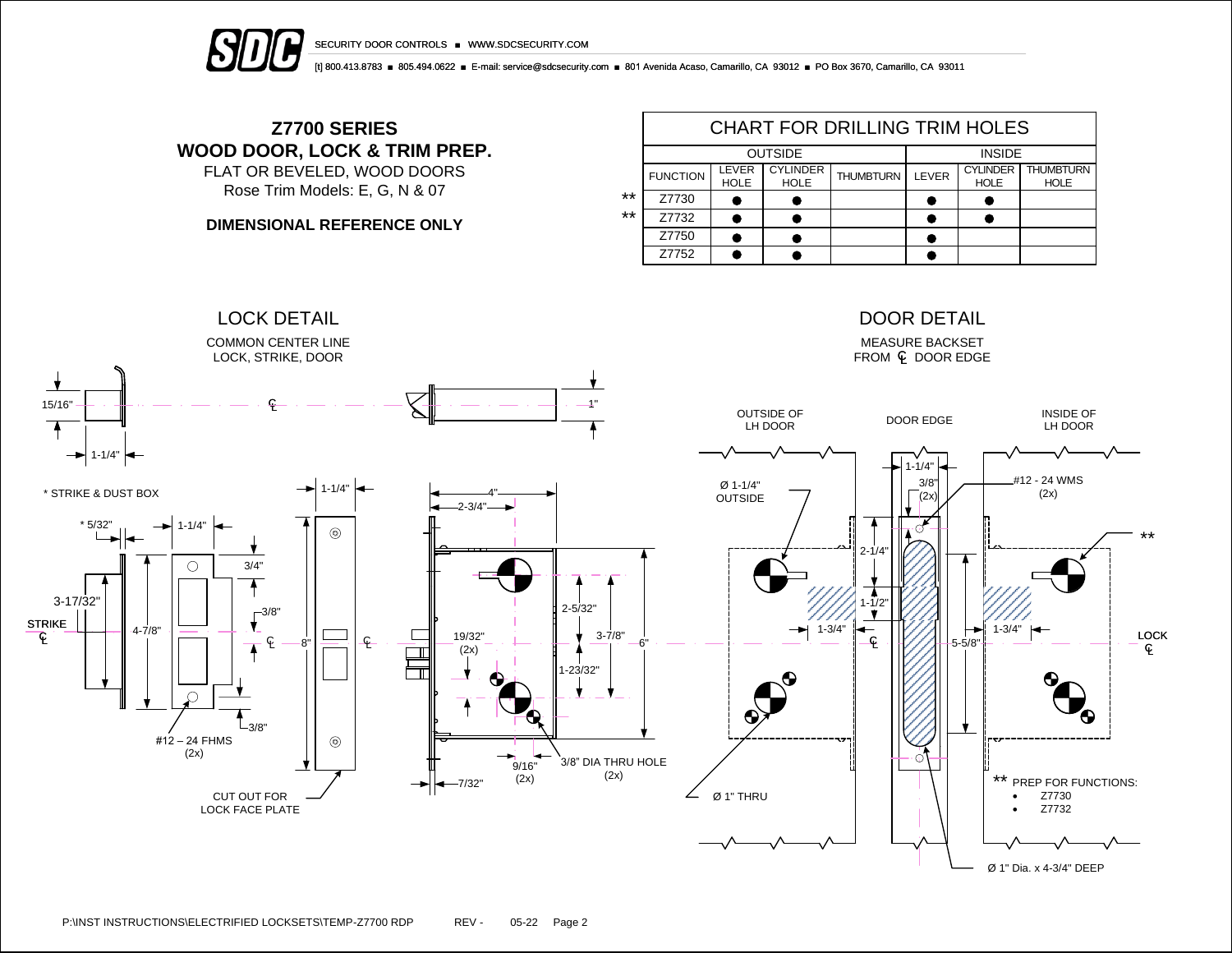# Z7700 SERIES

## WOOD DOOR, LOCK & TRIM PREP.

FLAT OR BEVELED, WOOD DOORS

Rose Trim Models: E, G, N & 07

**DIMENSIONAL REFERENCE ONLY**

### CHART FOR DRILLING TRIM HOLES

| | OUTSIDE | | | | INSIDE | | |
|---|---|---|---|---|---|---|---|
| FUNCTION | LEVER HOLE | CYLINDER HOLE | THUMBTURN | LEVER | CYLINDER HOLE | THUMBTURN HOLE |
| ** Z7730 | ● | ● | | ● | ● | |
| ** Z7732 | ● | ● | | ● | ● | |
| Z7750 | ● | ● | | ● | | |
| Z7752 | ● | ● | | ● | | |

## LOCK DETAIL

COMMON CENTER LINE
LOCK, STRIKE, DOOR

15/16"
1-1/4"
1"
℄

\* STRIKE & DUST BOX

\* 5/32"
1-1/4"
3/4"
3/8"
3-17/32"
STRIKE ℄
4-7/8"
℄
3/8"
#12 – 24 FHMS (2x)

1-1/4"
8"
℄
CUT OUT FOR LOCK FACE PLATE

4"
2-3/4"
2-5/32"
3-7/8"
6"
19/32" (2x)
1-23/32"
9/16" (2x)
3/8" DIA THRU HOLE (2x)
7/32"

## DOOR DETAIL

MEASURE BACKSET FROM ℄ DOOR EDGE

OUTSIDE OF LH DOOR
DOOR EDGE
INSIDE OF LH DOOR

Ø 1-1/4" OUTSIDE
1-1/4"
3/8" (2x)
#12 - 24 WMS (2x)
**
2-1/4"
1-1/2"
1-3/4"
℄
5-5/8"
1-3/4"
LOCK ℄
Ø 1" THRU
Ø 1" Dia. x 4-3/4" DEEP

** PREP FOR FUNCTIONS:

- Z7730
- Z7732

P:\INST INSTRUCTIONS\ELECTRIFIED LOCKSETS\TEMP-Z7700 RDP REV - 05-22